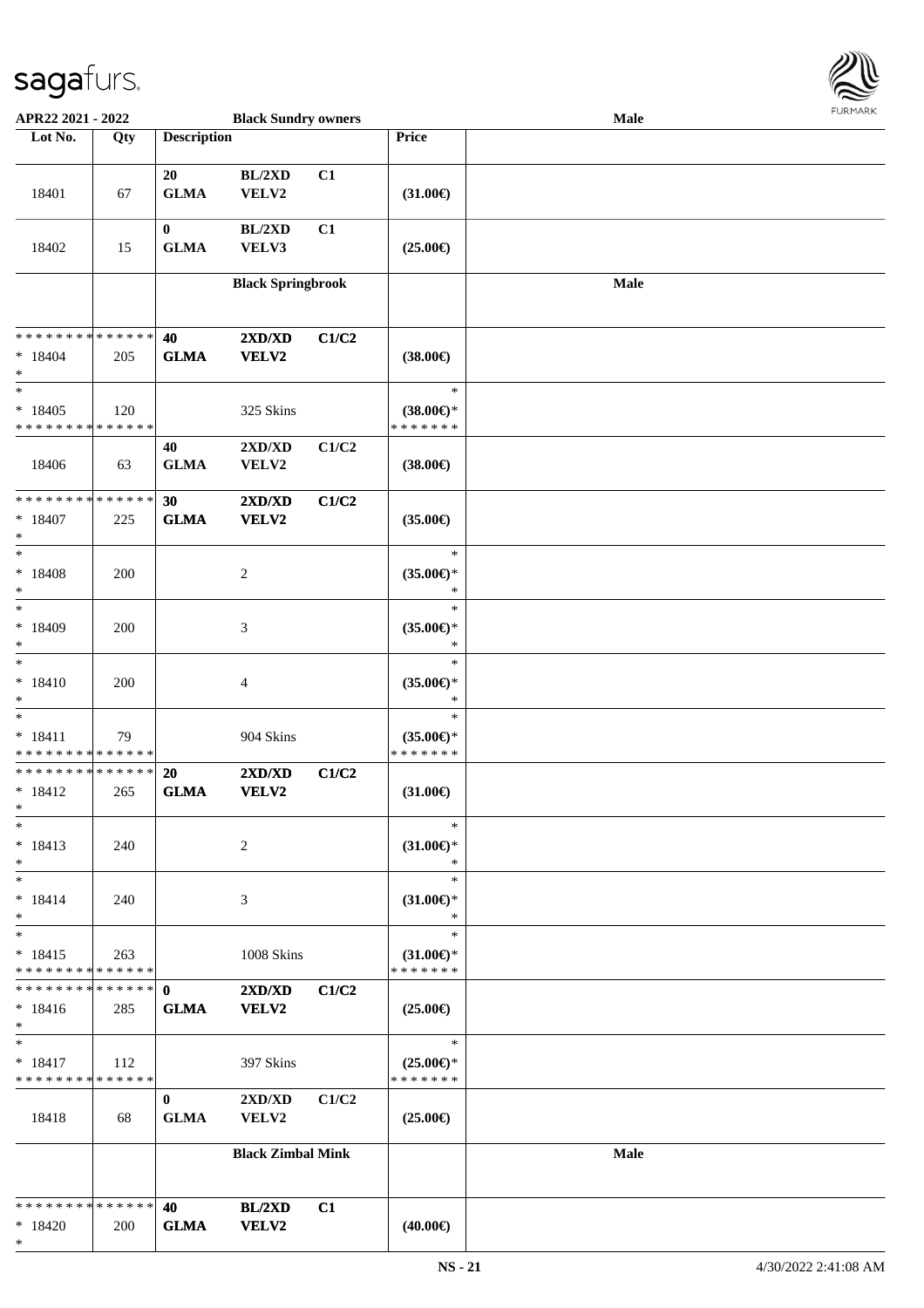| Lot No. | Qty | Description | | | Price | |
|---|---|---|---|---|---|---|
| 18401 | 67 | 20 GLMA | BL/2XD VELV2 | C1 | (31.00€) | |
| 18402 | 15 | 0 GLMA | BL/2XD VELV3 | C1 | (25.00€) | |
| | | | **Black Springbrook** | | | **Male** |
| * * * * * * * * * * * * * * <br> * 18404 <br> * | 205 | **40 GLMA** | **2XD/XD VELV2** | **C1/C2** | **(38.00€)** | |
| * <br> * 18405 <br> * * * * * * * * * * * * * * | 120 | | 325 Skins | | * <br> **(38.00€)*** <br> * * * * * * * | |
| 18406 | 63 | 40 GLMA | 2XD/XD VELV2 | C1/C2 | (38.00€) | |
| * * * * * * * * * * * * * * <br> * 18407 <br> * | 225 | **30 GLMA** | **2XD/XD VELV2** | **C1/C2** | **(35.00€)** | |
| * <br> * 18408 <br> * | 200 | | 2 | | * <br> **(35.00€)*** <br> * | |
| * <br> * 18409 <br> * | 200 | | 3 | | * <br> **(35.00€)*** <br> * | |
| * <br> * 18410 <br> * | 200 | | 4 | | * <br> **(35.00€)*** <br> * | |
| * <br> * 18411 <br> * * * * * * * * * * * * * * | 79 | | 904 Skins | | * <br> **(35.00€)*** <br> * * * * * * * | |
| * * * * * * * * * * * * * * <br> * 18412 <br> * | 265 | **20 GLMA** | **2XD/XD VELV2** | **C1/C2** | **(31.00€)** | |
| * <br> * 18413 <br> * | 240 | | 2 | | * <br> **(31.00€)*** <br> * | |
| * <br> * 18414 <br> * | 240 | | 3 | | * <br> **(31.00€)*** <br> * | |
| * <br> * 18415 <br> * * * * * * * * * * * * * * | 263 | | 1008 Skins | | * <br> **(31.00€)*** <br> * * * * * * * | |
| * * * * * * * * * * * * * * <br> * 18416 <br> * | 285 | **0 GLMA** | **2XD/XD VELV2** | **C1/C2** | **(25.00€)** | |
| * <br> * 18417 <br> * * * * * * * * * * * * * * | 112 | | 397 Skins | | * <br> **(25.00€)*** <br> * * * * * * * | |
| 18418 | 68 | 0 GLMA | 2XD/XD VELV2 | C1/C2 | (25.00€) | |
| | | | **Black Zimbal Mink** | | | **Male** |
| * * * * * * * * * * * * * * <br> * 18420 <br> * | 200 | **40 GLMA** | **BL/2XD VELV2** | **C1** | **(40.00€)** | |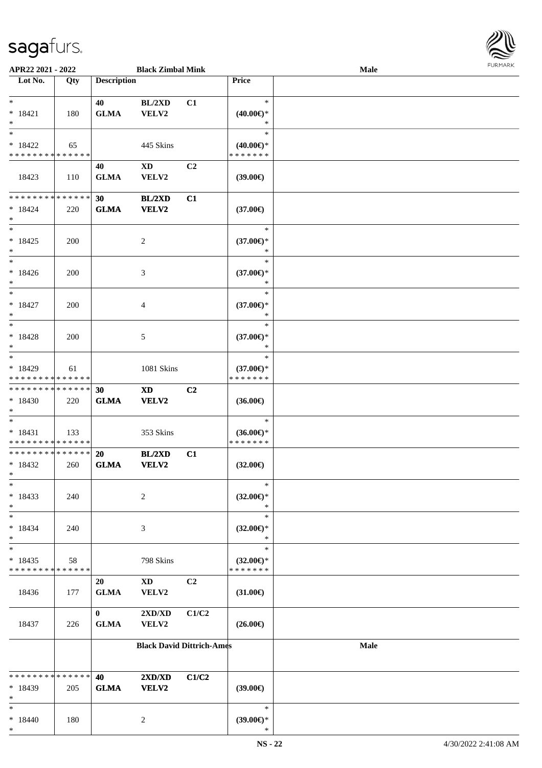**APR22 2021 - 2022** **Black Zimbal Mink** **Male**

| Lot No. | Qty | Description | | | Price | |
|---|---|---|---|---|---|---|
| * <br> * 18421 <br> * | 180 | **40** <br> **GLMA** | **BL/2XD** <br> **VELV2** | **C1** | * <br> **(40.00€)*** <br> * | |
| * <br> * 18422 <br> * * * * * * * * * * * * * * | 65 | | 445 Skins | | * <br> **(40.00€)*** <br> * * * * * * * | |
| 18423 | 110 | **40** <br> **GLMA** | **XD** <br> **VELV2** | **C2** | **(39.00€)** | |
| * * * * * * * * * * * * * * <br> * 18424 <br> * | 220 | **30** <br> **GLMA** | **BL/2XD** <br> **VELV2** | **C1** | **(37.00€)** | |
| * <br> * 18425 <br> * | 200 | | 2 | | * <br> **(37.00€)*** <br> * | |
| * <br> * 18426 <br> * | 200 | | 3 | | * <br> **(37.00€)*** <br> * | |
| * <br> * 18427 <br> * | 200 | | 4 | | * <br> **(37.00€)*** <br> * | |
| * <br> * 18428 <br> * | 200 | | 5 | | * <br> **(37.00€)*** <br> * | |
| * <br> * 18429 <br> * * * * * * * * * * * * * * | 61 | | 1081 Skins | | * <br> **(37.00€)*** <br> * * * * * * * | |
| * * * * * * * * * * * * * * <br> * 18430 <br> * | 220 | **30** <br> **GLMA** | **XD** <br> **VELV2** | **C2** | **(36.00€)** | |
| * <br> * 18431 <br> * * * * * * * * * * * * * * | 133 | | 353 Skins | | * <br> **(36.00€)*** <br> * * * * * * * | |
| * * * * * * * * * * * * * * <br> * 18432 <br> * | 260 | **20** <br> **GLMA** | **BL/2XD** <br> **VELV2** | **C1** | **(32.00€)** | |
| * <br> * 18433 <br> * | 240 | | 2 | | * <br> **(32.00€)*** <br> * | |
| * <br> * 18434 <br> * | 240 | | 3 | | * <br> **(32.00€)*** <br> * | |
| * <br> * 18435 <br> * * * * * * * * * * * * * * | 58 | | 798 Skins | | * <br> **(32.00€)*** <br> * * * * * * * | |
| 18436 | 177 | **20** <br> **GLMA** | **XD** <br> **VELV2** | **C2** | **(31.00€)** | |
| 18437 | 226 | **0** <br> **GLMA** | **2XD/XD** <br> **VELV2** | **C1/C2** | **(26.00€)** | |
| | | **Black David Dittrich-Ames** | | | | **Male** |
| * * * * * * * * * * * * * * <br> * 18439 <br> * | 205 | **40** <br> **GLMA** | **2XD/XD** <br> **VELV2** | **C1/C2** | **(39.00€)** | |
| * <br> * 18440 <br> * | 180 | | 2 | | * <br> **(39.00€)*** <br> * | |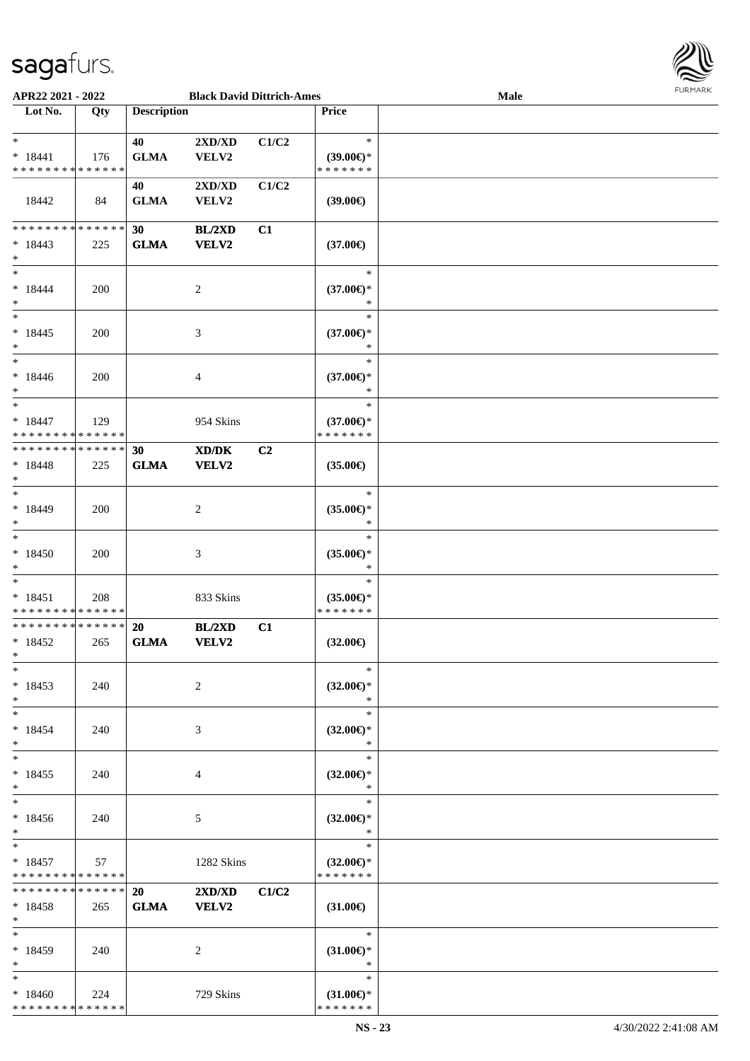| Lot No. | Qty | Description | | | Price | |
|---|---|---|---|---|---|---|
| * | | 40 | 2XD/XD | C1/C2 | * | |
| * 18441 | 176 | GLMA | VELV2 | | (39.00€)* | |
| * * * * * * * * * * * * * * | | | | | * * * * * * * | |
| | | 40 | 2XD/XD | C1/C2 | | |
| 18442 | 84 | GLMA | VELV2 | | (39.00€) | |
| * * * * * * * * * * * * * * | | 30 | BL/2XD | C1 | | |
| * 18443 | 225 | GLMA | VELV2 | | (37.00€) | |
| * | | | | | | |
| * | | | | | * | |
| * 18444 | 200 | | 2 | | (37.00€)* | |
| * | | | | | * | |
| * | | | | | * | |
| * 18445 | 200 | | 3 | | (37.00€)* | |
| * | | | | | * | |
| * | | | | | * | |
| * 18446 | 200 | | 4 | | (37.00€)* | |
| * | | | | | * | |
| * | | | | | * | |
| * 18447 | 129 | | 954 Skins | | (37.00€)* | |
| * * * * * * * * * * * * * * | | | | | * * * * * * * | |
| * * * * * * * * * * * * * * | | 30 | XD/DK | C2 | | |
| * 18448 | 225 | GLMA | VELV2 | | (35.00€) | |
| * | | | | | | |
| * | | | | | * | |
| * 18449 | 200 | | 2 | | (35.00€)* | |
| * | | | | | * | |
| * | | | | | * | |
| * 18450 | 200 | | 3 | | (35.00€)* | |
| * | | | | | * | |
| * | | | | | * | |
| * 18451 | 208 | | 833 Skins | | (35.00€)* | |
| * * * * * * * * * * * * * * | | | | | * * * * * * * | |
| * * * * * * * * * * * * * * | | 20 | BL/2XD | C1 | | |
| * 18452 | 265 | GLMA | VELV2 | | (32.00€) | |
| * | | | | | | |
| * | | | | | * | |
| * 18453 | 240 | | 2 | | (32.00€)* | |
| * | | | | | * | |
| * | | | | | * | |
| * 18454 | 240 | | 3 | | (32.00€)* | |
| * | | | | | * | |
| * | | | | | * | |
| * 18455 | 240 | | 4 | | (32.00€)* | |
| * | | | | | * | |
| * | | | | | * | |
| * 18456 | 240 | | 5 | | (32.00€)* | |
| * | | | | | * | |
| * | | | | | * | |
| * 18457 | 57 | | 1282 Skins | | (32.00€)* | |
| * * * * * * * * * * * * * * | | | | | * * * * * * * | |
| * * * * * * * * * * * * * * | | 20 | 2XD/XD | C1/C2 | | |
| * 18458 | 265 | GLMA | VELV2 | | (31.00€) | |
| * | | | | | | |
| * | | | | | * | |
| * 18459 | 240 | | 2 | | (31.00€)* | |
| * | | | | | * | |
| * | | | | | * | |
| * 18460 | 224 | | 729 Skins | | (31.00€)* | |
| * * * * * * * * * * * * * * | | | | | * * * * * * * | |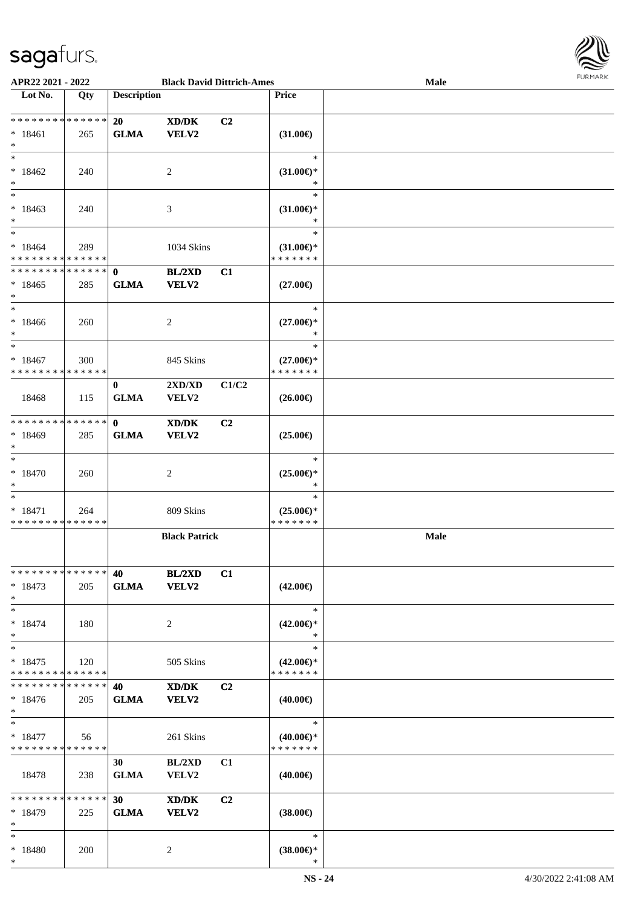| Lot No. | Qty | Description | | | Price | |
|---|---|---|---|---|---|---|
| | | **Black David Dittrich-Ames** | | | | **Male** |
| * * * * * * * * * * * * * * | | **20** | **XD/DK** | **C2** | | |
| * 18461 | 265 | **GLMA** | **VELV2** | | **(31.00€)** | |
| * | | | | | | |
| * | | | | | * | |
| * 18462 | 240 | | 2 | | **(31.00€)*** | |
| * | | | | | * | |
| * | | | | | * | |
| * 18463 | 240 | | 3 | | **(31.00€)*** | |
| * | | | | | * | |
| * | | | | | * | |
| * 18464 | 289 | | 1034 Skins | | **(31.00€)*** | |
| * * * * * * * * * * * * * * | | | | | * * * * * * * | |
| * * * * * * * * * * * * * * | | **0** | **BL/2XD** | **C1** | | |
| * 18465 | 285 | **GLMA** | **VELV2** | | **(27.00€)** | |
| * | | | | | | |
| * | | | | | * | |
| * 18466 | 260 | | 2 | | **(27.00€)*** | |
| * | | | | | * | |
| * | | | | | * | |
| * 18467 | 300 | | 845 Skins | | **(27.00€)*** | |
| * * * * * * * * * * * * * * | | | | | * * * * * * * | |
| | | **0** | **2XD/XD** | **C1/C2** | | |
| 18468 | 115 | **GLMA** | VELV2 | | **(26.00€)** | |
| * * * * * * * * * * * * * * | | **0** | **XD/DK** | **C2** | | |
| * 18469 | 285 | **GLMA** | **VELV2** | | **(25.00€)** | |
| * | | | | | | |
| * | | | | | * | |
| * 18470 | 260 | | 2 | | **(25.00€)*** | |
| * | | | | | * | |
| * | | | | | * | |
| * 18471 | 264 | | 809 Skins | | **(25.00€)*** | |
| * * * * * * * * * * * * * * | | | | | * * * * * * * | |
| | | **Black Patrick** | | | | **Male** |
| * * * * * * * * * * * * * * | | **40** | **BL/2XD** | **C1** | | |
| * 18473 | 205 | **GLMA** | **VELV2** | | **(42.00€)** | |
| * | | | | | | |
| * | | | | | * | |
| * 18474 | 180 | | 2 | | **(42.00€)*** | |
| * | | | | | * | |
| * | | | | | * | |
| * 18475 | 120 | | 505 Skins | | **(42.00€)*** | |
| * * * * * * * * * * * * * * | | | | | * * * * * * * | |
| * * * * * * * * * * * * * * | | **40** | **XD/DK** | **C2** | | |
| * 18476 | 205 | **GLMA** | **VELV2** | | **(40.00€)** | |
| * | | | | | | |
| * | | | | | * | |
| * 18477 | 56 | | 261 Skins | | **(40.00€)*** | |
| * * * * * * * * * * * * * * | | | | | * * * * * * * | |
| | | **30** | **BL/2XD** | **C1** | | |
| 18478 | 238 | **GLMA** | VELV2 | | **(40.00€)** | |
| * * * * * * * * * * * * * * | | **30** | **XD/DK** | **C2** | | |
| * 18479 | 225 | **GLMA** | **VELV2** | | **(38.00€)** | |
| * | | | | | | |
| * | | | | | * | |
| * 18480 | 200 | | 2 | | **(38.00€)*** | |
| * | | | | | * | |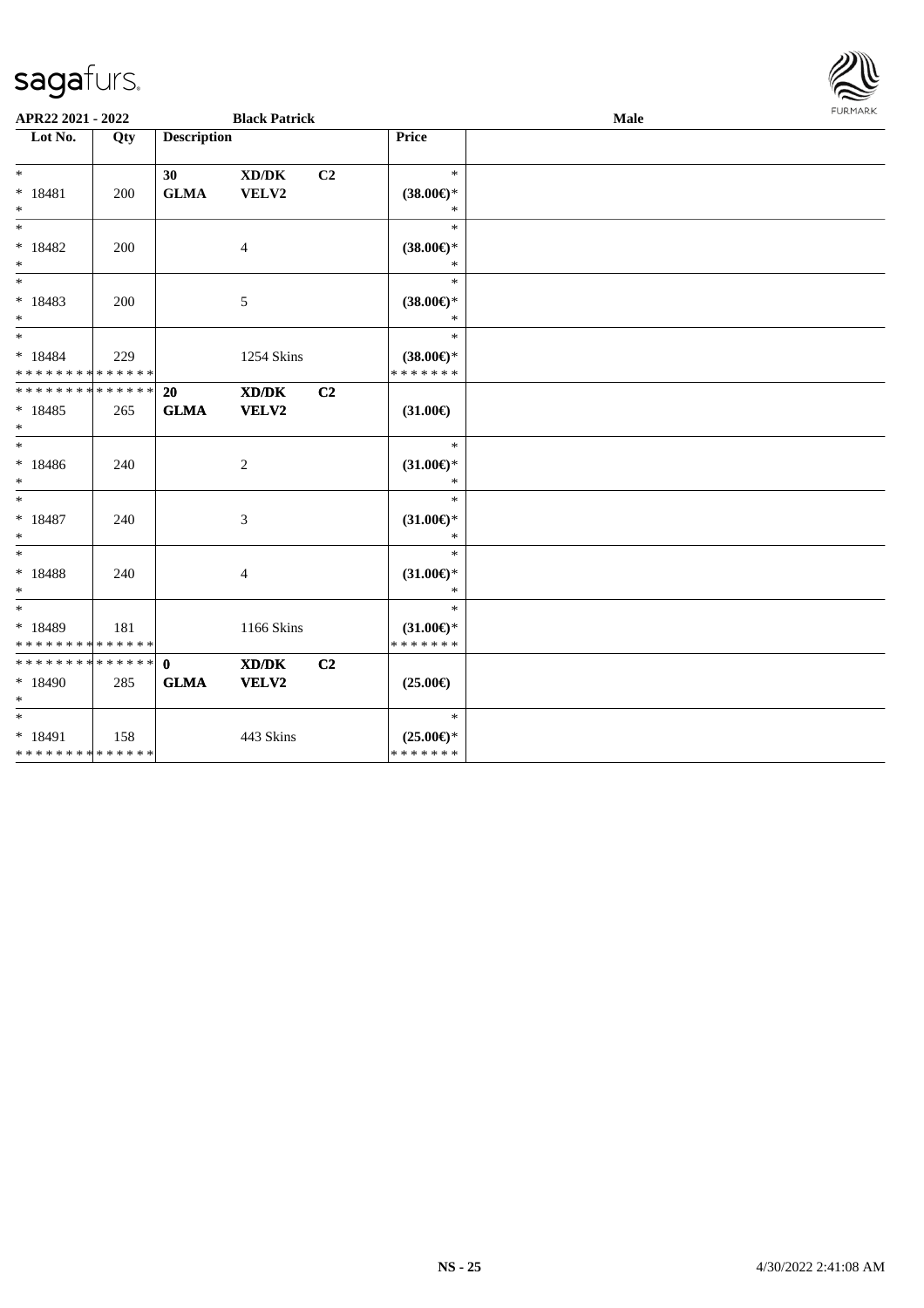APR22 2021 - 2022 &nbsp;&nbsp;&nbsp;&nbsp; Black Patrick &nbsp;&nbsp;&nbsp;&nbsp; Male

| Lot No. | Qty | Description | | | Price |
|---|---|---|---|---|---|
| * 18481 | 200 | 30 GLMA | XD/DK VELV2 | C2 | (38.00€)* |
| * 18482 | 200 | | 4 | | (38.00€)* |
| * 18483 | 200 | | 5 | | (38.00€)* |
| * 18484 | 229 | | 1254 Skins | | (38.00€)* |
| * 18485 | 265 | 20 GLMA | XD/DK VELV2 | C2 | (31.00€) |
| * 18486 | 240 | | 2 | | (31.00€)* |
| * 18487 | 240 | | 3 | | (31.00€)* |
| * 18488 | 240 | | 4 | | (31.00€)* |
| * 18489 | 181 | | 1166 Skins | | (31.00€)* |
| * 18490 | 285 | 0 GLMA | XD/DK VELV2 | C2 | (25.00€) |
| * 18491 | 158 | | 443 Skins | | (25.00€)* |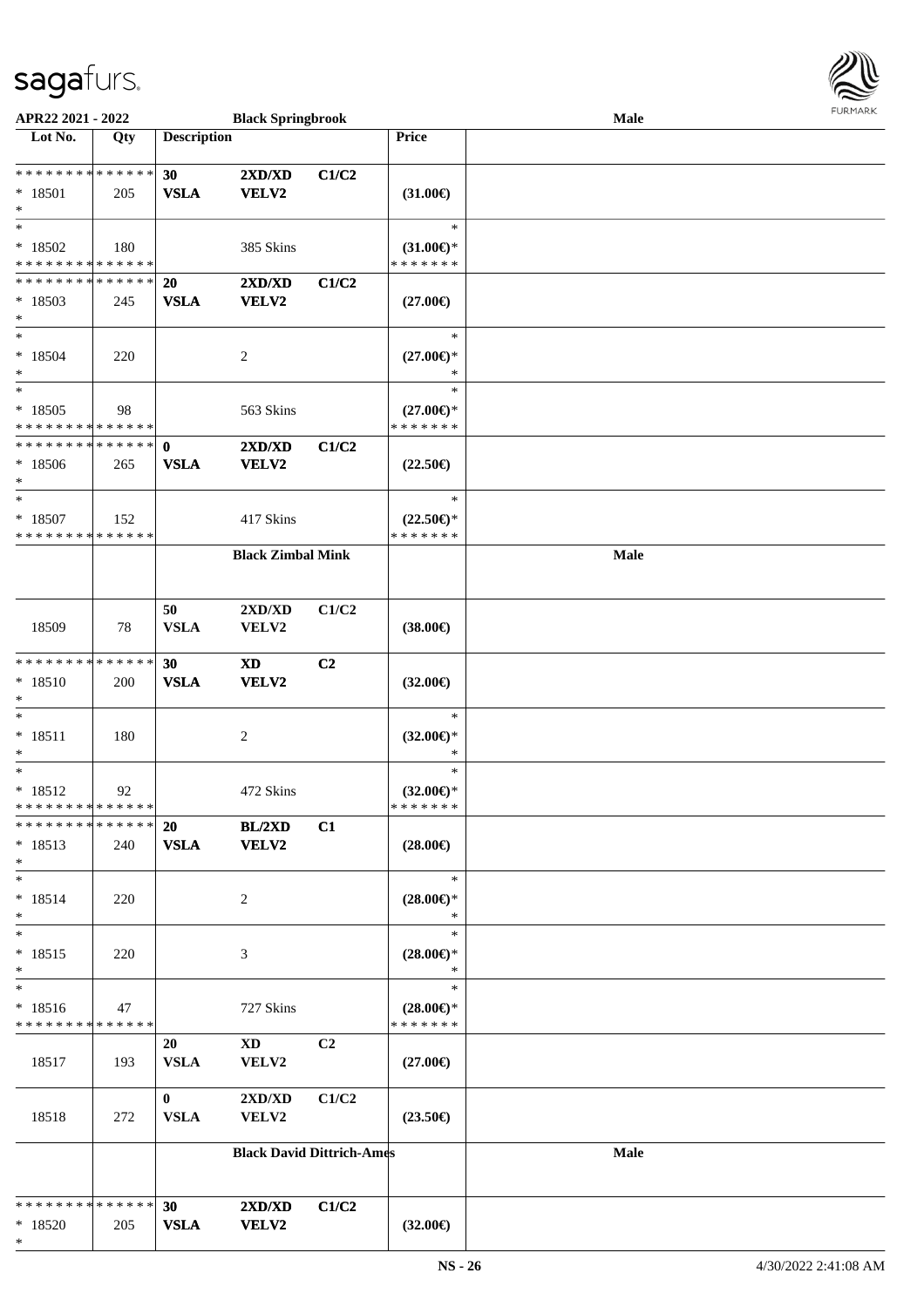APR22 2021 - 2022 **Black Springbrook** **Male**

| Lot No. | Qty | Description | | | Price | |
|---|---|---|---|---|---|---|
| * * * * * * * * * * * * * * | | **30** | **2XD/XD** | **C1/C2** | | |
| * 18501 | 205 | **VSLA** | **VELV2** | | **(31.00€)** | |
| * | | | | | | |
| * | | | | | * | |
| * 18502 | 180 | | 385 Skins | | **(31.00€)*** | |
| * * * * * * * * * * * * * * | | | | | * * * * * * * | |
| * * * * * * * * * * * * * * | | **20** | **2XD/XD** | **C1/C2** | | |
| * 18503 | 245 | **VSLA** | **VELV2** | | **(27.00€)** | |
| * | | | | | | |
| * | | | | | * | |
| * 18504 | 220 | | 2 | | **(27.00€)*** | |
| * | | | | | * | |
| * | | | | | * | |
| * 18505 | 98 | | 563 Skins | | **(27.00€)*** | |
| * * * * * * * * * * * * * * | | | | | * * * * * * * | |
| * * * * * * * * * * * * * * | | **0** | **2XD/XD** | **C1/C2** | | |
| * 18506 | 265 | **VSLA** | **VELV2** | | **(22.50€)** | |
| * | | | | | | |
| * | | | | | * | |
| * 18507 | 152 | | 417 Skins | | **(22.50€)*** | |
| * * * * * * * * * * * * * * | | | | | * * * * * * * | |
| | | **Black Zimbal Mink** | | | | **Male** |
| 18509 | 78 | **50** **VSLA** | **2XD/XD** **VELV2** | **C1/C2** | **(38.00€)** | |
| * * * * * * * * * * * * * * | | **30** | **XD** | **C2** | | |
| * 18510 | 200 | **VSLA** | **VELV2** | | **(32.00€)** | |
| * | | | | | | |
| * | | | | | * | |
| * 18511 | 180 | | 2 | | **(32.00€)*** | |
| * | | | | | * | |
| * | | | | | * | |
| * 18512 | 92 | | 472 Skins | | **(32.00€)*** | |
| * * * * * * * * * * * * * * | | | | | * * * * * * * | |
| * * * * * * * * * * * * * * | | **20** | **BL/2XD** | **C1** | | |
| * 18513 | 240 | **VSLA** | **VELV2** | | **(28.00€)** | |
| * | | | | | | |
| * | | | | | * | |
| * 18514 | 220 | | 2 | | **(28.00€)*** | |
| * | | | | | * | |
| * | | | | | * | |
| * 18515 | 220 | | 3 | | **(28.00€)*** | |
| * | | | | | * | |
| * | | | | | * | |
| * 18516 | 47 | | 727 Skins | | **(28.00€)*** | |
| * * * * * * * * * * * * * * | | | | | * * * * * * * | |
| 18517 | 193 | **20** **VSLA** | **XD** **VELV2** | **C2** | **(27.00€)** | |
| 18518 | 272 | **0** **VSLA** | **2XD/XD** **VELV2** | **C1/C2** | **(23.50€)** | |
| | | **Black David Dittrich-Ames** | | | | **Male** |
| * * * * * * * * * * * * * * | | **30** | **2XD/XD** | **C1/C2** | | |
| * 18520 | 205 | **VSLA** | **VELV2** | | **(32.00€)** | |
| * | | | | | | |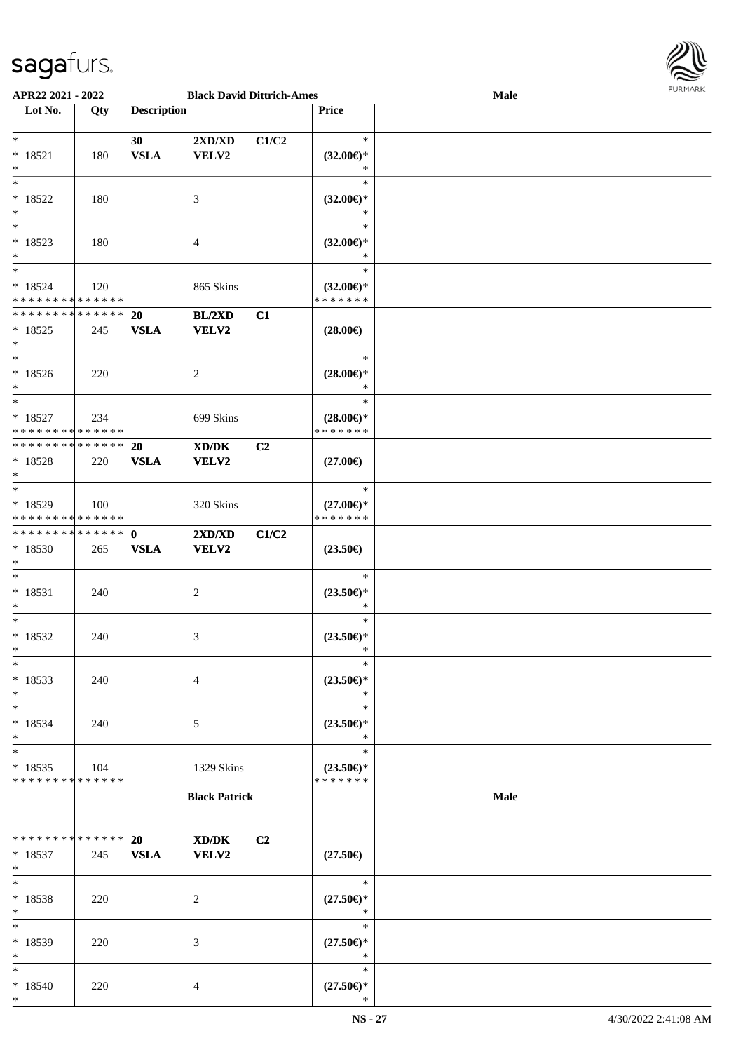**APR22 2021 - 2022** **Black David Dittrich-Ames** **Male**

| Lot No. | Qty | Description | | | Price | |
|---|---|---|---|---|---|---|
| * | | 30 | 2XD/XD | C1/C2 | * | |
| * 18521 | 180 | VSLA | VELV2 | | (32.00€)* | |
| * | | | | | * | |
| * | | | | | * | |
| * 18522 | 180 | | 3 | | (32.00€)* | |
| * | | | | | * | |
| * | | | | | * | |
| * 18523 | 180 | | 4 | | (32.00€)* | |
| * | | | | | * | |
| * | | | | | * | |
| * 18524 | 120 | | 865 Skins | | (32.00€)* | |
| * * * * * * * * * * * * * * | | | | | * * * * * * * | |
| * * * * * * * * * * * * * * | | 20 | BL/2XD | C1 | | |
| * 18525 | 245 | VSLA | VELV2 | | (28.00€) | |
| * | | | | | | |
| * | | | | | * | |
| * 18526 | 220 | | 2 | | (28.00€)* | |
| * | | | | | * | |
| * | | | | | * | |
| * 18527 | 234 | | 699 Skins | | (28.00€)* | |
| * * * * * * * * * * * * * * | | | | | * * * * * * * | |
| * * * * * * * * * * * * * * | | 20 | XD/DK | C2 | | |
| * 18528 | 220 | VSLA | VELV2 | | (27.00€) | |
| * | | | | | | |
| * | | | | | * | |
| * 18529 | 100 | | 320 Skins | | (27.00€)* | |
| * * * * * * * * * * * * * * | | | | | * * * * * * * | |
| * * * * * * * * * * * * * * | | 0 | 2XD/XD | C1/C2 | | |
| * 18530 | 265 | VSLA | VELV2 | | (23.50€) | |
| * | | | | | | |
| * | | | | | * | |
| * 18531 | 240 | | 2 | | (23.50€)* | |
| * | | | | | * | |
| * | | | | | * | |
| * 18532 | 240 | | 3 | | (23.50€)* | |
| * | | | | | * | |
| * | | | | | * | |
| * 18533 | 240 | | 4 | | (23.50€)* | |
| * | | | | | * | |
| * | | | | | * | |
| * 18534 | 240 | | 5 | | (23.50€)* | |
| * | | | | | * | |
| * | | | | | * | |
| * 18535 | 104 | | 1329 Skins | | (23.50€)* | |
| * * * * * * * * * * * * * * | | | | | * * * * * * * | |
| | | | **Black Patrick** | | | **Male** |
| * * * * * * * * * * * * * * | | 20 | XD/DK | C2 | | |
| * 18537 | 245 | VSLA | VELV2 | | (27.50€) | |
| * | | | | | | |
| * | | | | | * | |
| * 18538 | 220 | | 2 | | (27.50€)* | |
| * | | | | | * | |
| * | | | | | * | |
| * 18539 | 220 | | 3 | | (27.50€)* | |
| * | | | | | * | |
| * | | | | | * | |
| * 18540 | 220 | | 4 | | (27.50€)* | |
| * | | | | | * | |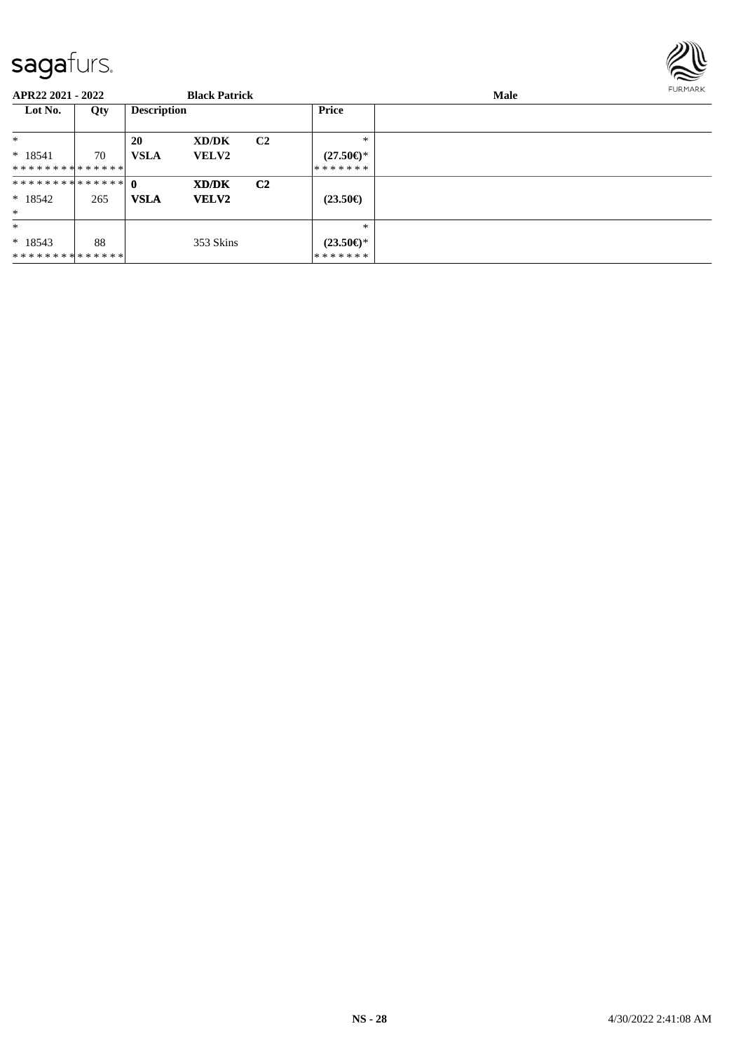**APR22 2021 - 2022** **Black Patrick** **Male**

| Lot No. | Qty | Description | | | Price | |
|---|---|---|---|---|---|---|
| * | | **20** | **XD/DK** | **C2** | * | |
| * 18541 | 70 | **VSLA** | **VELV2** | | **(27.50€)*** | |
| * * * * * * * * * * * * * * | | | | | * * * * * * * | |
| * * * * * * * * * * * * * * | | **0** | **XD/DK** | **C2** | | |
| * 18542 | 265 | **VSLA** | **VELV2** | | **(23.50€)** | |
| * | | | | | | |
| * | | | | | * | |
| * 18543 | 88 | | 353 Skins | | **(23.50€)*** | |
| * * * * * * * * * * * * * * | | | | | * * * * * * * | |

**NS - 28** 4/30/2022 2:41:08 AM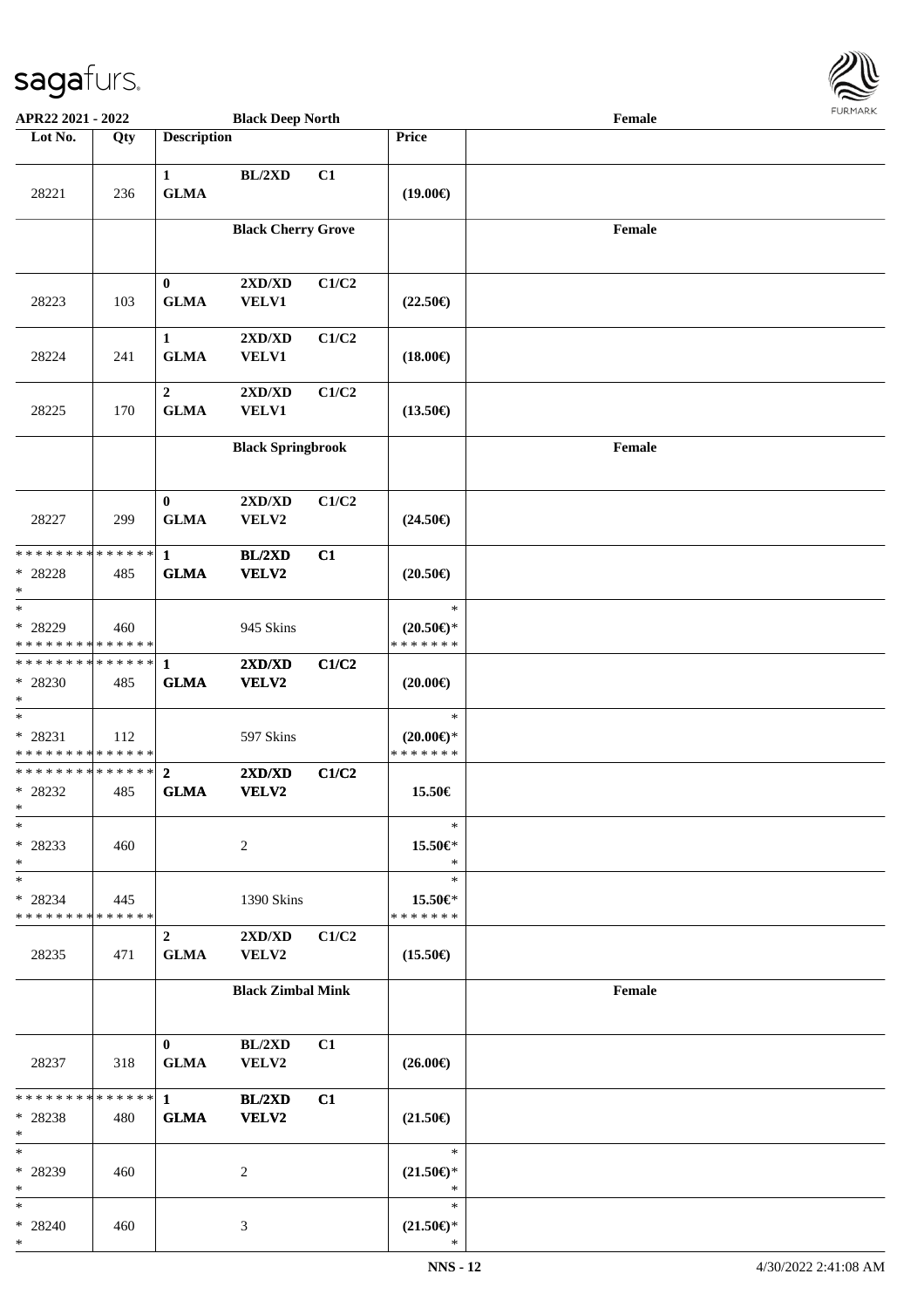| Lot No. | Qty | Description | | | Price | |
|---|---|---|---|---|---|---|
| | | **Black Deep North** | | | | Female |
| 28221 | 236 | 1 GLMA | BL/2XD | C1 | (19.00€) | |
| | | **Black Cherry Grove** | | | | Female |
| 28223 | 103 | 0 GLMA | 2XD/XD VELV1 | C1/C2 | (22.50€) | |
| 28224 | 241 | 1 GLMA | 2XD/XD VELV1 | C1/C2 | (18.00€) | |
| 28225 | 170 | 2 GLMA | 2XD/XD VELV1 | C1/C2 | (13.50€) | |
| | | **Black Springbrook** | | | | Female |
| 28227 | 299 | 0 GLMA | 2XD/XD VELV2 | C1/C2 | (24.50€) | |
| * * * * * * * * * * * * * * * 28228 * | 485 | 1 GLMA | BL/2XD VELV2 | C1 | (20.50€) | |
| * * 28229 * * * * * * * * * * * * * * | 460 | | 945 Skins | | * (20.50€)* * * * * * * * | |
| * * * * * * * * * * * * * * * 28230 * | 485 | 1 GLMA | 2XD/XD VELV2 | C1/C2 | (20.00€) | |
| * * 28231 * * * * * * * * * * * * * * | 112 | | 597 Skins | | * (20.00€)* * * * * * * * | |
| * * * * * * * * * * * * * * * 28232 * | 485 | 2 GLMA | 2XD/XD VELV2 | C1/C2 | 15.50€ | |
| * * 28233 * | 460 | | 2 | | * 15.50€* * | |
| * * 28234 * * * * * * * * * * * * * * | 445 | | 1390 Skins | | * 15.50€* * * * * * * * | |
| 28235 | 471 | 2 GLMA | 2XD/XD VELV2 | C1/C2 | (15.50€) | |
| | | **Black Zimbal Mink** | | | | Female |
| 28237 | 318 | 0 GLMA | BL/2XD VELV2 | C1 | (26.00€) | |
| * * * * * * * * * * * * * * * 28238 * | 480 | 1 GLMA | BL/2XD VELV2 | C1 | (21.50€) | |
| * * 28239 * | 460 | | 2 | | * (21.50€)* * | |
| * * 28240 * | 460 | | 3 | | * (21.50€)* * | |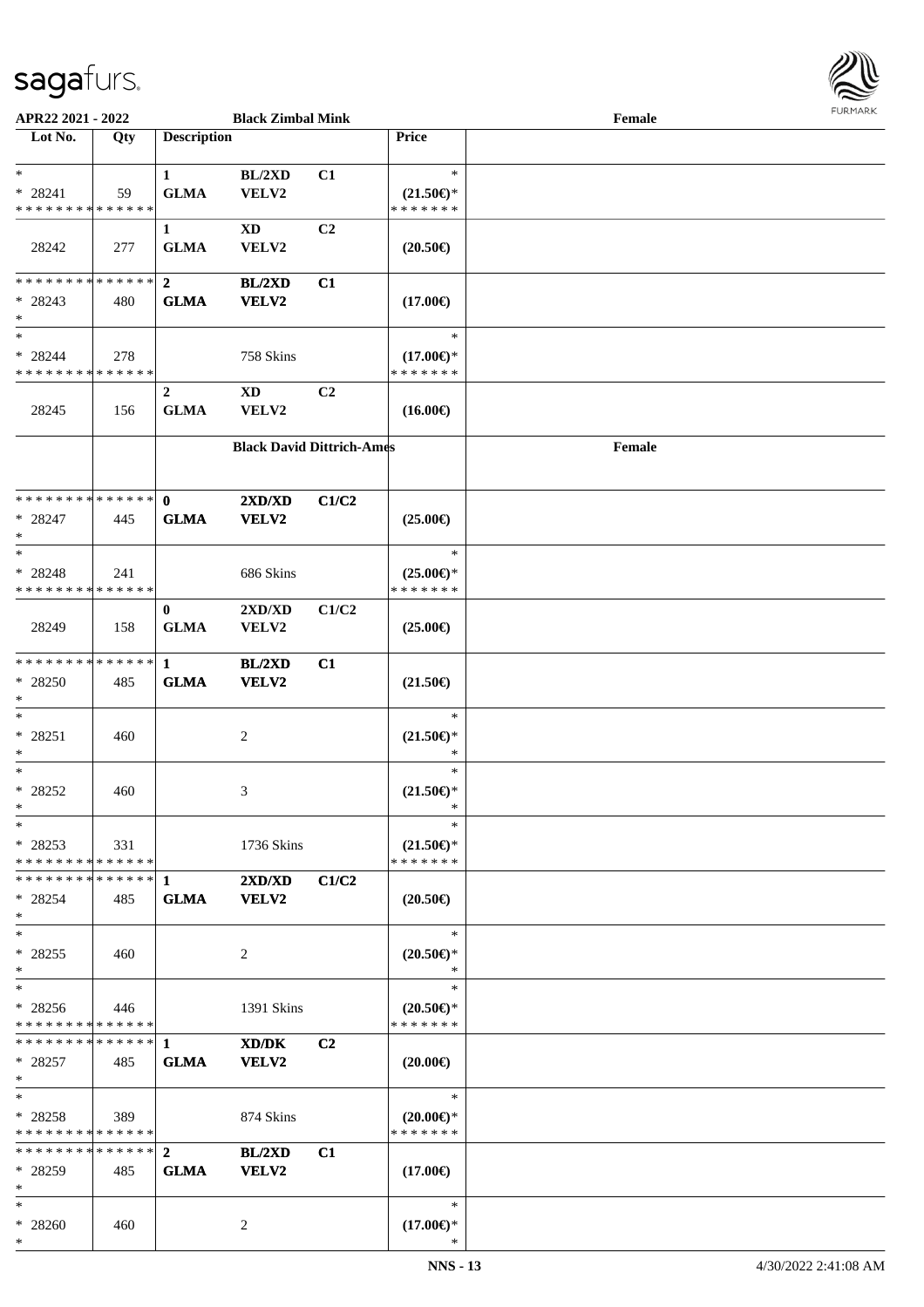**APR22 2021 - 2022** — **Black Zimbal Mink** — **Female**

| Lot No. | Qty | Description | | | Price | |
|---|---|---|---|---|---|---|
| * | | 1 | BL/2XD | C1 | * | |
| * 28241 | 59 | GLMA | VELV2 | | (21.50€)* | |
| * * * * * * * * * * * * * * | | | | | * * * * * * * | |
| | | 1 | XD | C2 | | |
| 28242 | 277 | GLMA | VELV2 | | (20.50€) | |
| * * * * * * * * * * * * * * | | 2 | BL/2XD | C1 | | |
| * 28243 | 480 | GLMA | VELV2 | | (17.00€) | |
| * | | | | | | |
| * | | | | | * | |
| * 28244 | 278 | | 758 Skins | | (17.00€)* | |
| * * * * * * * * * * * * * * | | | | | * * * * * * * | |
| | | 2 | XD | C2 | | |
| 28245 | 156 | GLMA | VELV2 | | (16.00€) | |
| | | **Black David Dittrich-Ames** | | | | **Female** |
| * * * * * * * * * * * * * * | | 0 | 2XD/XD | C1/C2 | | |
| * 28247 | 445 | GLMA | VELV2 | | (25.00€) | |
| * | | | | | | |
| * | | | | | * | |
| * 28248 | 241 | | 686 Skins | | (25.00€)* | |
| * * * * * * * * * * * * * * | | | | | * * * * * * * | |
| | | 0 | 2XD/XD | C1/C2 | | |
| 28249 | 158 | GLMA | VELV2 | | (25.00€) | |
| * * * * * * * * * * * * * * | | 1 | BL/2XD | C1 | | |
| * 28250 | 485 | GLMA | VELV2 | | (21.50€) | |
| * | | | | | | |
| * | | | | | * | |
| * 28251 | 460 | | 2 | | (21.50€)* | |
| * | | | | | * | |
| * | | | | | * | |
| * 28252 | 460 | | 3 | | (21.50€)* | |
| * | | | | | * | |
| * | | | | | * | |
| * 28253 | 331 | | 1736 Skins | | (21.50€)* | |
| * * * * * * * * * * * * * * | | | | | * * * * * * * | |
| * * * * * * * * * * * * * * | | 1 | 2XD/XD | C1/C2 | | |
| * 28254 | 485 | GLMA | VELV2 | | (20.50€) | |
| * | | | | | | |
| * | | | | | * | |
| * 28255 | 460 | | 2 | | (20.50€)* | |
| * | | | | | * | |
| * | | | | | * | |
| * 28256 | 446 | | 1391 Skins | | (20.50€)* | |
| * * * * * * * * * * * * * * | | | | | * * * * * * * | |
| * * * * * * * * * * * * * * | | 1 | XD/DK | C2 | | |
| * 28257 | 485 | GLMA | VELV2 | | (20.00€) | |
| * | | | | | | |
| * | | | | | * | |
| * 28258 | 389 | | 874 Skins | | (20.00€)* | |
| * * * * * * * * * * * * * * | | | | | * * * * * * * | |
| * * * * * * * * * * * * * * | | 2 | BL/2XD | C1 | | |
| * 28259 | 485 | GLMA | VELV2 | | (17.00€) | |
| * | | | | | | |
| * | | | | | * | |
| * 28260 | 460 | | 2 | | (17.00€)* | |
| * | | | | | * | |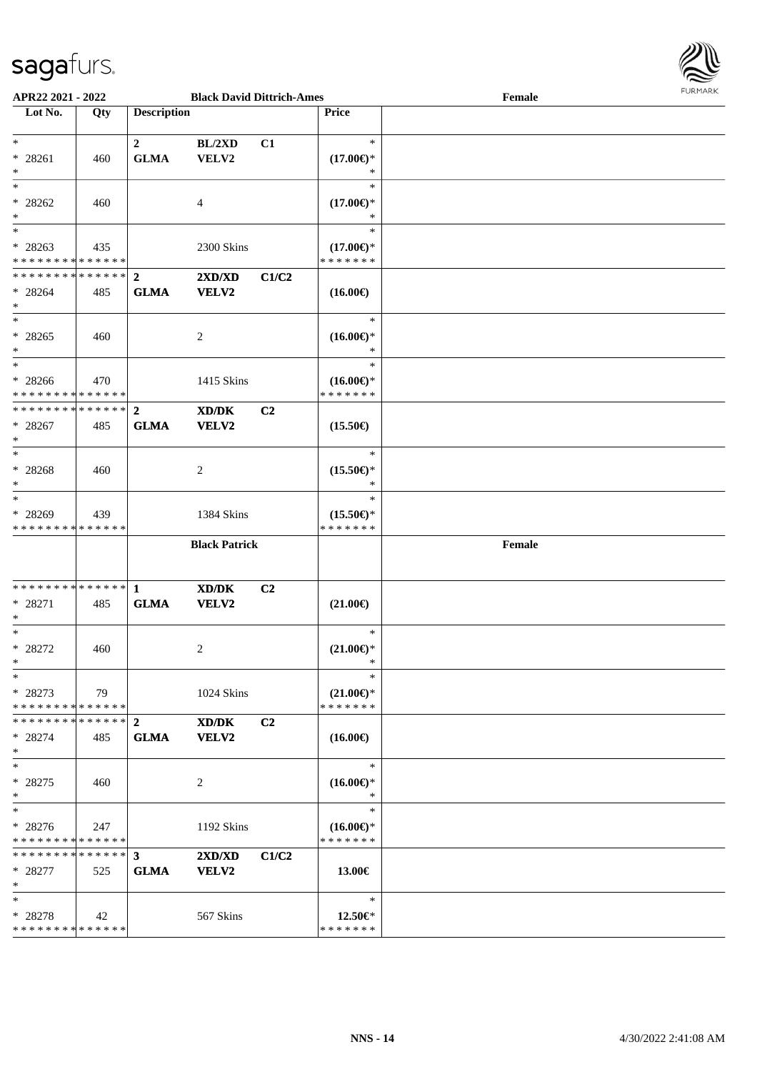APR22 2021 - 2022 — Black David Dittrich-Ames — Female

| Lot No. | Qty | Description | | | Price | |
|---|---|---|---|---|---|---|
| * | | 2 | BL/2XD | C1 | * | |
| * 28261 | 460 | GLMA | VELV2 | | (17.00€)* | |
| * | | | | | * | |
| * | | | | | * | |
| * 28262 | 460 | | 4 | | (17.00€)* | |
| * | | | | | * | |
| * | | | | | * | |
| * 28263 | 435 | | 2300 Skins | | (17.00€)* | |
| * * * * * * * * * * * * * * | | | | | * * * * * * * | |
| * * * * * * * * * * * * * * | | 2 | 2XD/XD | C1/C2 | | |
| * 28264 | 485 | GLMA | VELV2 | | (16.00€) | |
| * | | | | | | |
| * | | | | | * | |
| * 28265 | 460 | | 2 | | (16.00€)* | |
| * | | | | | * | |
| * | | | | | * | |
| * 28266 | 470 | | 1415 Skins | | (16.00€)* | |
| * * * * * * * * * * * * * * | | | | | * * * * * * * | |
| * * * * * * * * * * * * * * | | 2 | XD/DK | C2 | | |
| * 28267 | 485 | GLMA | VELV2 | | (15.50€) | |
| * | | | | | | |
| * | | | | | * | |
| * 28268 | 460 | | 2 | | (15.50€)* | |
| * | | | | | * | |
| * | | | | | * | |
| * 28269 | 439 | | 1384 Skins | | (15.50€)* | |
| * * * * * * * * * * * * * * | | | | | * * * * * * * | |
| | | | Black Patrick | | | Female |
| * * * * * * * * * * * * * * | | 1 | XD/DK | C2 | | |
| * 28271 | 485 | GLMA | VELV2 | | (21.00€) | |
| * | | | | | | |
| * | | | | | * | |
| * 28272 | 460 | | 2 | | (21.00€)* | |
| * | | | | | * | |
| * | | | | | * | |
| * 28273 | 79 | | 1024 Skins | | (21.00€)* | |
| * * * * * * * * * * * * * * | | | | | * * * * * * * | |
| * * * * * * * * * * * * * * | | 2 | XD/DK | C2 | | |
| * 28274 | 485 | GLMA | VELV2 | | (16.00€) | |
| * | | | | | | |
| * | | | | | * | |
| * 28275 | 460 | | 2 | | (16.00€)* | |
| * | | | | | * | |
| * | | | | | * | |
| * 28276 | 247 | | 1192 Skins | | (16.00€)* | |
| * * * * * * * * * * * * * * | | | | | * * * * * * * | |
| * * * * * * * * * * * * * * | | 3 | 2XD/XD | C1/C2 | | |
| * 28277 | 525 | GLMA | VELV2 | | 13.00€ | |
| * | | | | | | |
| * | | | | | * | |
| * 28278 | 42 | | 567 Skins | | 12.50€* | |
| * * * * * * * * * * * * * * | | | | | * * * * * * * | |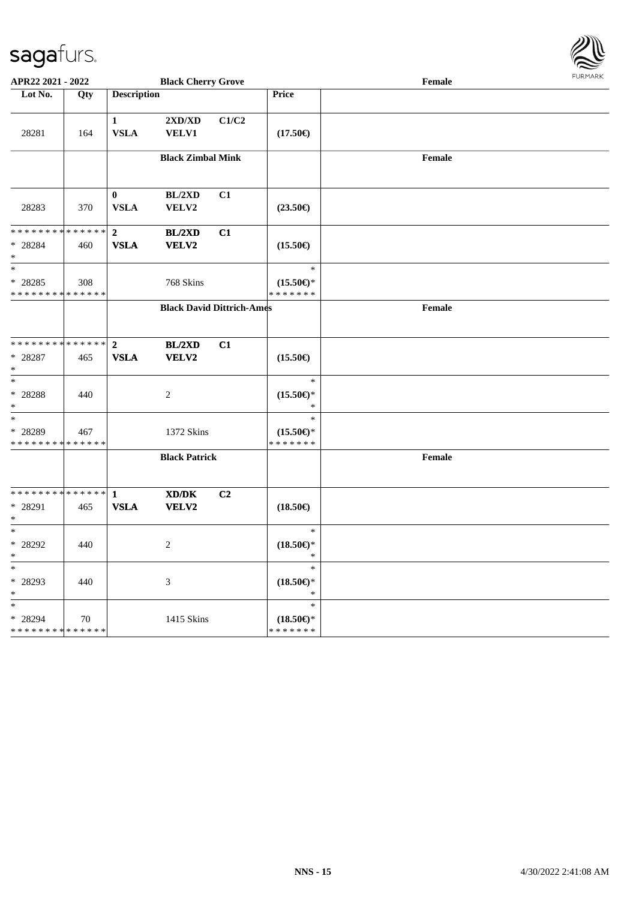| Lot No. | Qty | Description | | | Price | |
|---|---|---|---|---|---|---|
| | | | **Black Cherry Grove** | | | **Female** |
| 28281 | 164 | **1** **VSLA** | **2XD/XD** **VELV1** | **C1/C2** | **(17.50€)** | |
| | | | **Black Zimbal Mink** | | | **Female** |
| 28283 | 370 | **0** **VSLA** | **BL/2XD** **VELV2** | **C1** | **(23.50€)** | |
| * * * * * * * * * * * * * * * 28284 * | 460 | **2** **VSLA** | **BL/2XD** **VELV2** | **C1** | **(15.50€)** | |
| * * 28285 * * * * * * * * * * * * * * | 308 | | 768 Skins | | * **(15.50€)*** * * * * * * * | |
| | | | **Black David Dittrich-Ames** | | | **Female** |
| * * * * * * * * * * * * * * * 28287 * | 465 | **2** **VSLA** | **BL/2XD** **VELV2** | **C1** | **(15.50€)** | |
| * * 28288 * | 440 | | 2 | | * **(15.50€)*** * | |
| * * 28289 * * * * * * * * * * * * * * | 467 | | 1372 Skins | | * **(15.50€)*** * * * * * * * | |
| | | | **Black Patrick** | | | **Female** |
| * * * * * * * * * * * * * * * 28291 * | 465 | **1** **VSLA** | **XD/DK** **VELV2** | **C2** | **(18.50€)** | |
| * * 28292 * | 440 | | 2 | | * **(18.50€)*** * | |
| * * 28293 * | 440 | | 3 | | * **(18.50€)*** * | |
| * * 28294 * * * * * * * * * * * * * * | 70 | | 1415 Skins | | * **(18.50€)*** * * * * * * * | |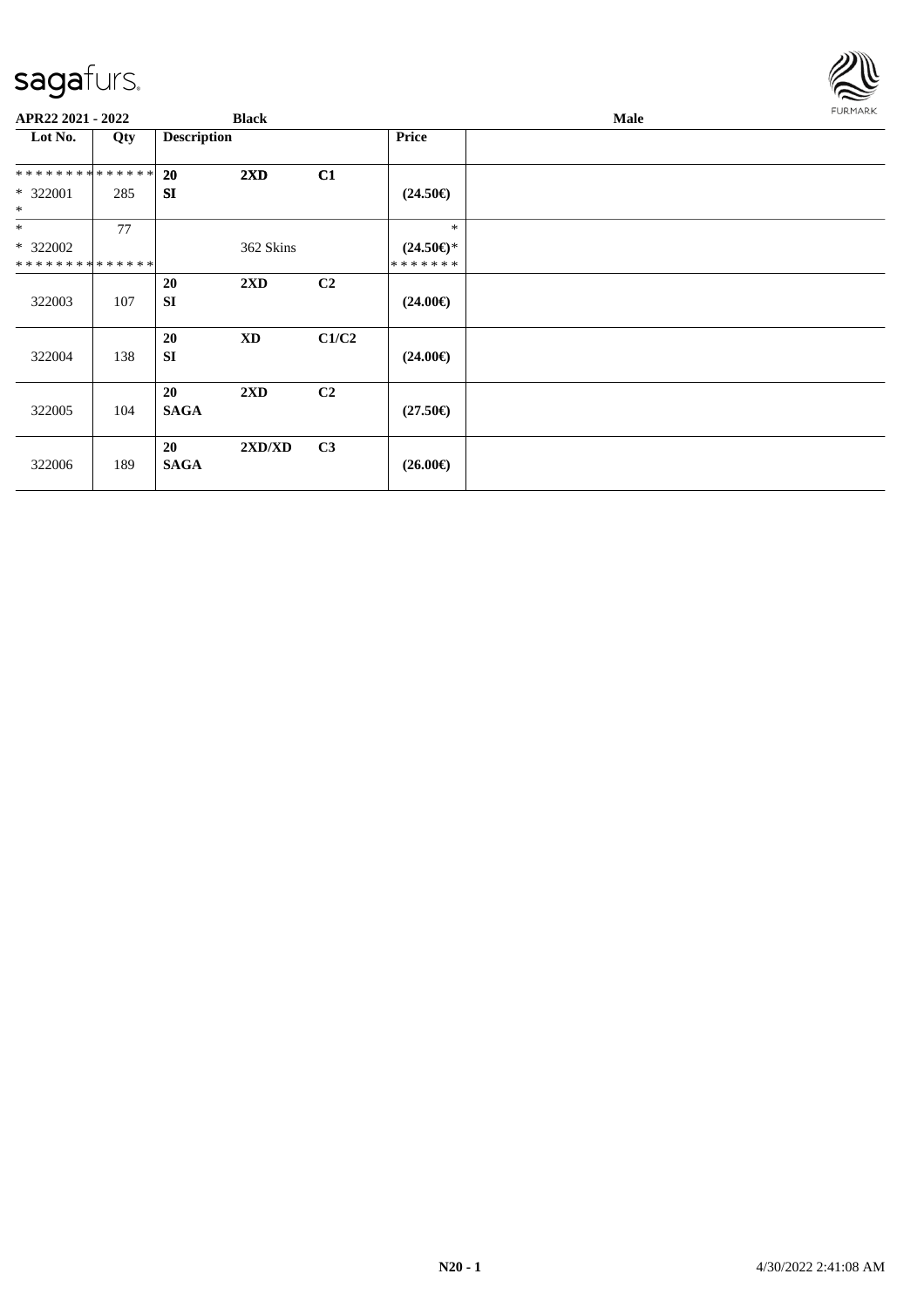APR22 2021 - 2022 | Black | Male

| Lot No. | Qty | Description | | | Price | |
|---|---|---|---|---|---|---|
| * * * * * * * * * * * * * * | | 20 | 2XD | C1 | | |
| * 322001 | 285 | SI | | | (24.50€) | |
| * | | | | | | |
| * | 77 | | | | * | |
| * 322002 | | | 362 Skins | | (24.50€)* | |
| * * * * * * * * * * * * * * | | | | | * * * * * * * | |
| | | 20 | 2XD | C2 | | |
| 322003 | 107 | SI | | | (24.00€) | |
| | | 20 | XD | C1/C2 | | |
| 322004 | 138 | SI | | | (24.00€) | |
| | | 20 | 2XD | C2 | | |
| 322005 | 104 | SAGA | | | (27.50€) | |
| | | 20 | 2XD/XD | C3 | | |
| 322006 | 189 | SAGA | | | (26.00€) | |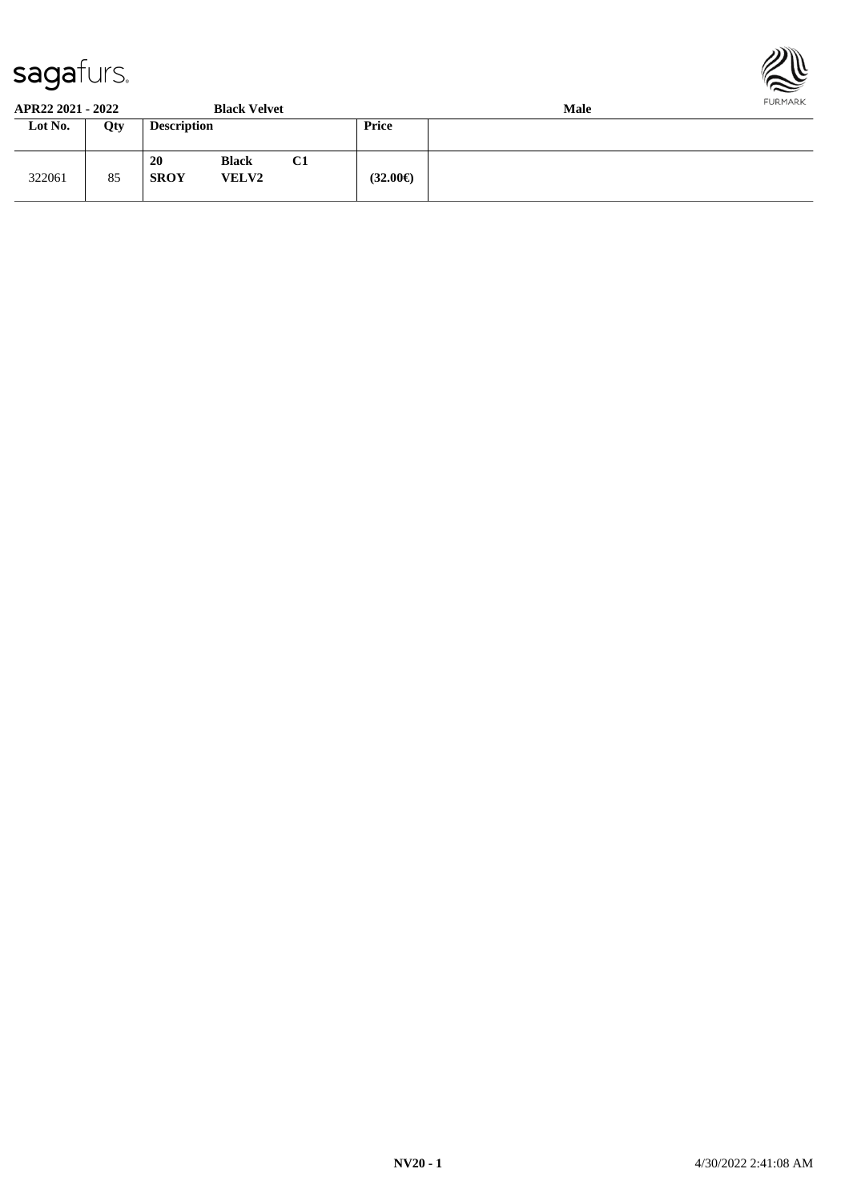APR22 2021 - 2022 **Black Velvet** **Male**

| Lot No. | Qty | Description | | | Price | |
|---|---|---|---|---|---|---|
| 322061 | 85 | 20<br>SROY | Black<br>VELV2 | C1 | (32.00€) | |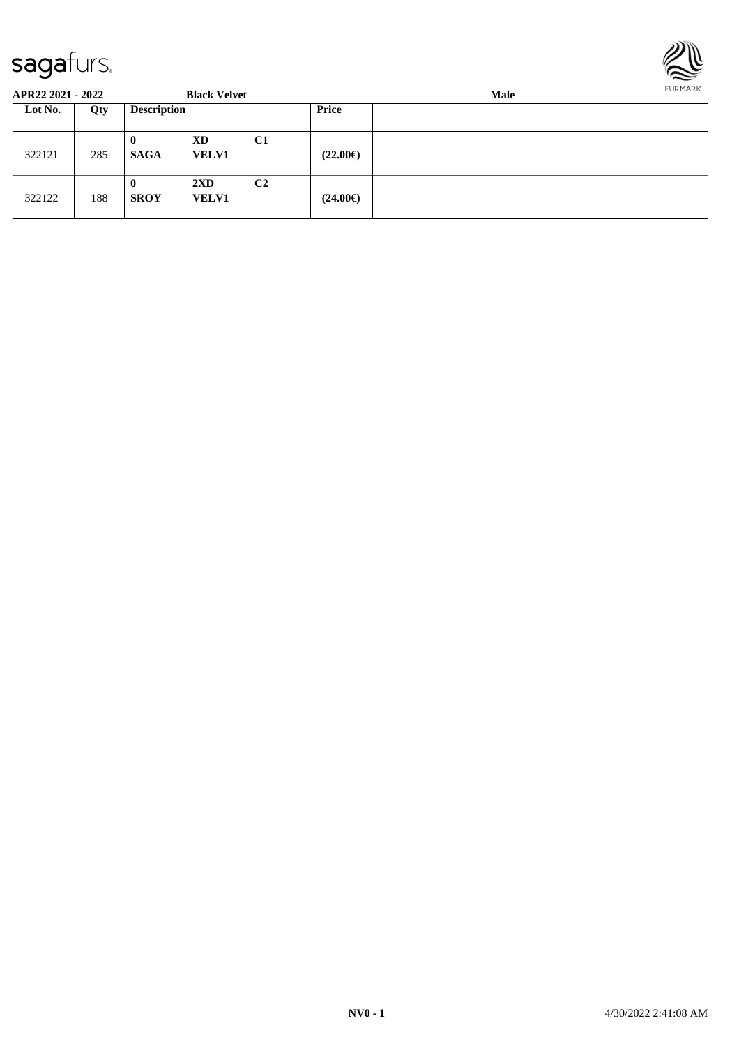| APR22 2021 - 2022 | | Black Velvet | | | Male |
|---|---|---|---|---|---|
| Lot No. | Qty | Description | | | Price |
| 322121 | 285 | 0<br>SAGA | XD<br>VELV1 | C1 | (22.00€) |
| 322122 | 188 | 0<br>SROY | 2XD<br>VELV1 | C2 | (24.00€) |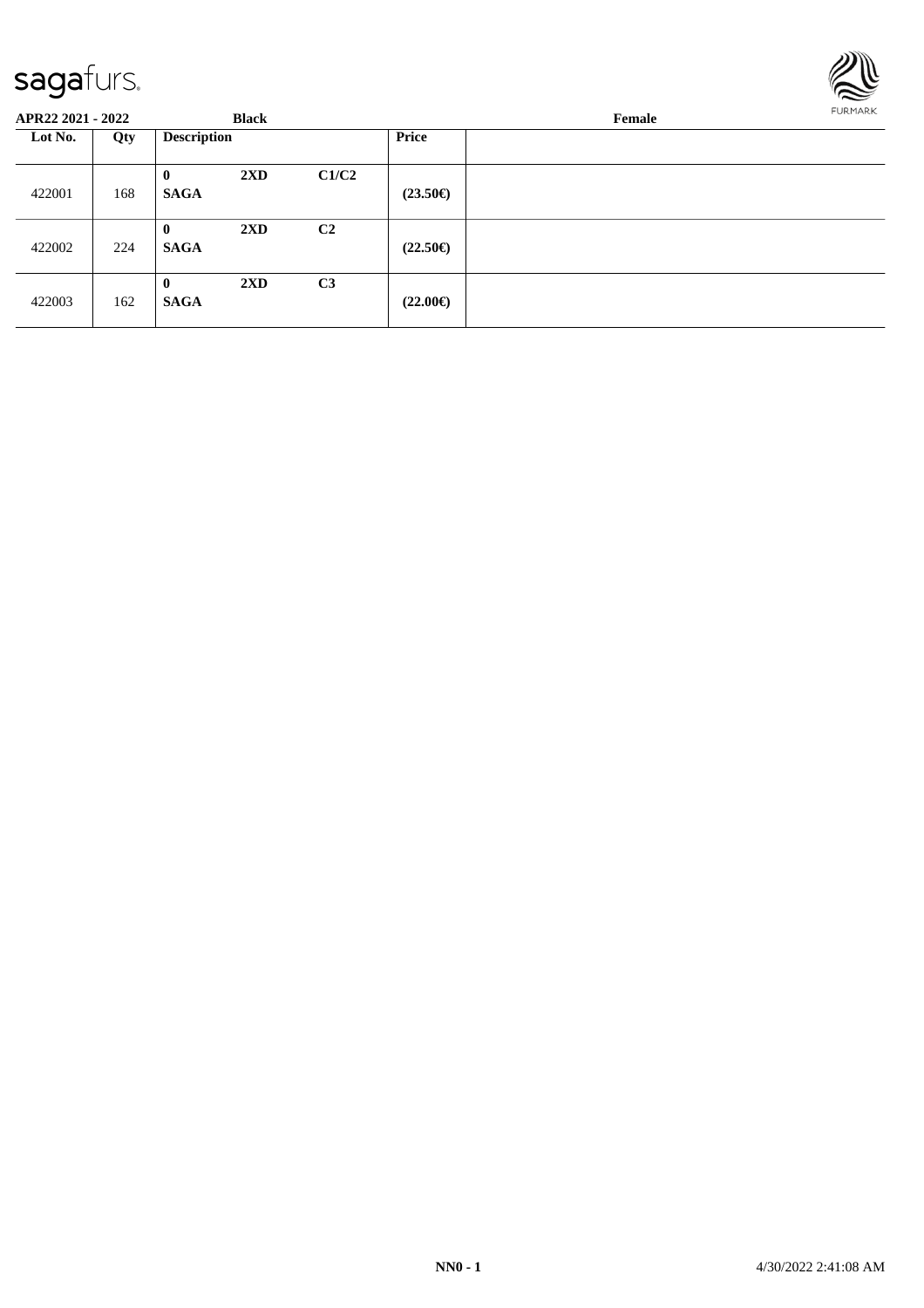**APR22 2021 - 2022** **Black** **Female**

| Lot No. | Qty | Description | | | Price | |
|---|---|---|---|---|---|---|
| 422001 | 168 | **0** **SAGA** | **2XD** | **C1/C2** | **(23.50€)** | |
| 422002 | 224 | **0** **SAGA** | **2XD** | **C2** | **(22.50€)** | |
| 422003 | 162 | **0** **SAGA** | **2XD** | **C3** | **(22.00€)** | |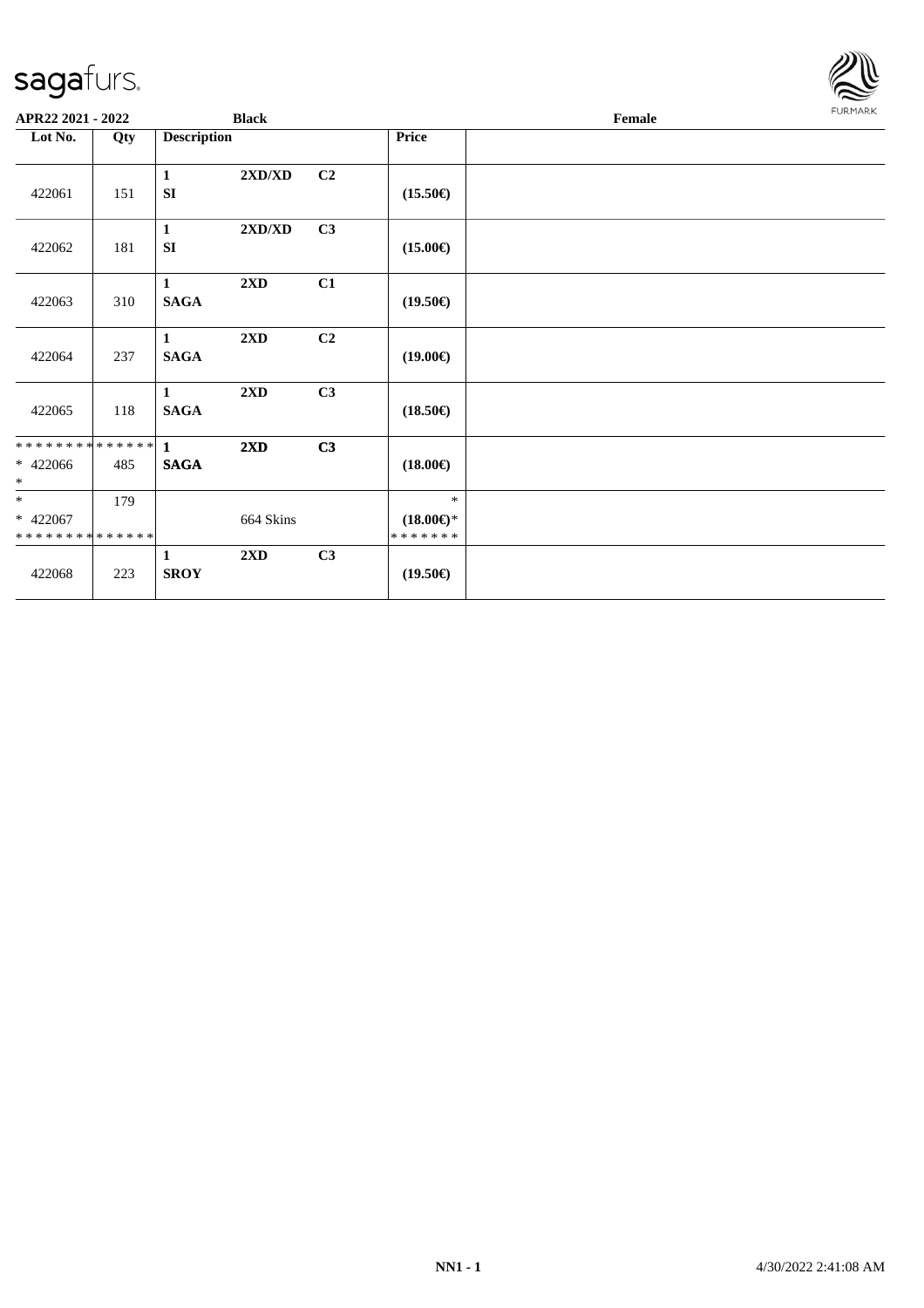**APR22 2021 - 2022** **Black** **Female**

| Lot No. | Qty | Description | | | Price | |
|---|---|---|---|---|---|---|
| 422061 | 151 | **1** **SI** | **2XD/XD** | **C2** | **(15.50€)** | |
| 422062 | 181 | **1** **SI** | **2XD/XD** | **C3** | **(15.00€)** | |
| 422063 | 310 | **1** **SAGA** | **2XD** | **C1** | **(19.50€)** | |
| 422064 | 237 | **1** **SAGA** | **2XD** | **C2** | **(19.00€)** | |
| 422065 | 118 | **1** **SAGA** | **2XD** | **C3** | **(18.50€)** | |
| ************** * 422066 * | 485 | **1** **SAGA** | **2XD** | **C3** | **(18.00€)** | |
| * * 422067 ************** | 179 | | 664 Skins | | * **(18.00€)*** ******* | |
| 422068 | 223 | **1** **SROY** | **2XD** | **C3** | **(19.50€)** | |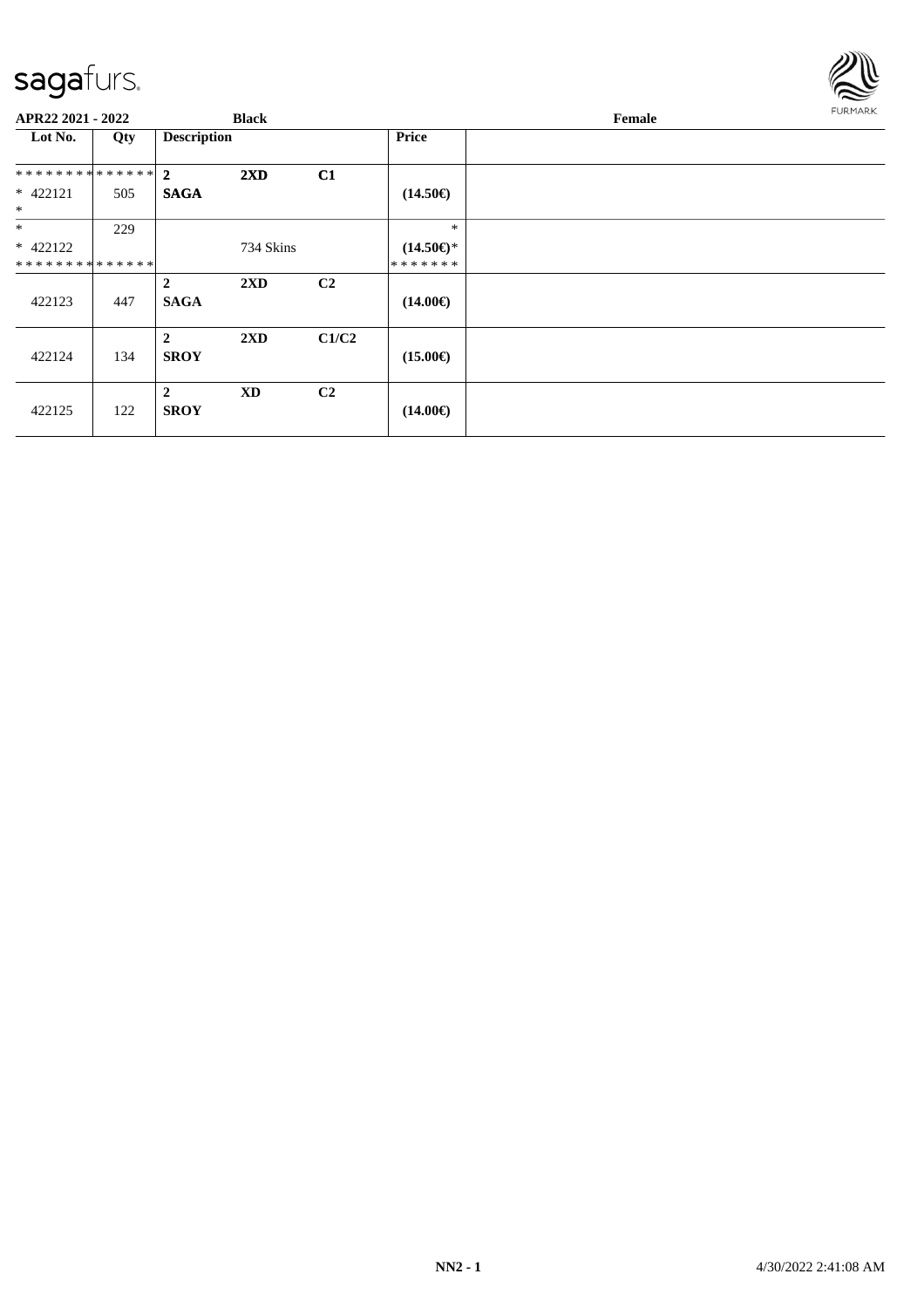**APR22 2021 - 2022** **Black** **Female**

| Lot No. | Qty | Description | | | Price | |
|---|---|---|---|---|---|---|
| ************** | | **2** | **2XD** | **C1** | | |
| * 422121 | 505 | **SAGA** | | | **(14.50€)** | |
| * | | | | | | |
| * | 229 | | | | * | |
| * 422122 | | | 734 Skins | | **(14.50€)*** | |
| ************** | | | | | ******* | |
| | | **2** | **2XD** | **C2** | | |
| 422123 | 447 | **SAGA** | | | **(14.00€)** | |
| | | **2** | **2XD** | **C1/C2** | | |
| 422124 | 134 | **SROY** | | | **(15.00€)** | |
| | | **2** | **XD** | **C2** | | |
| 422125 | 122 | **SROY** | | | **(14.00€)** | |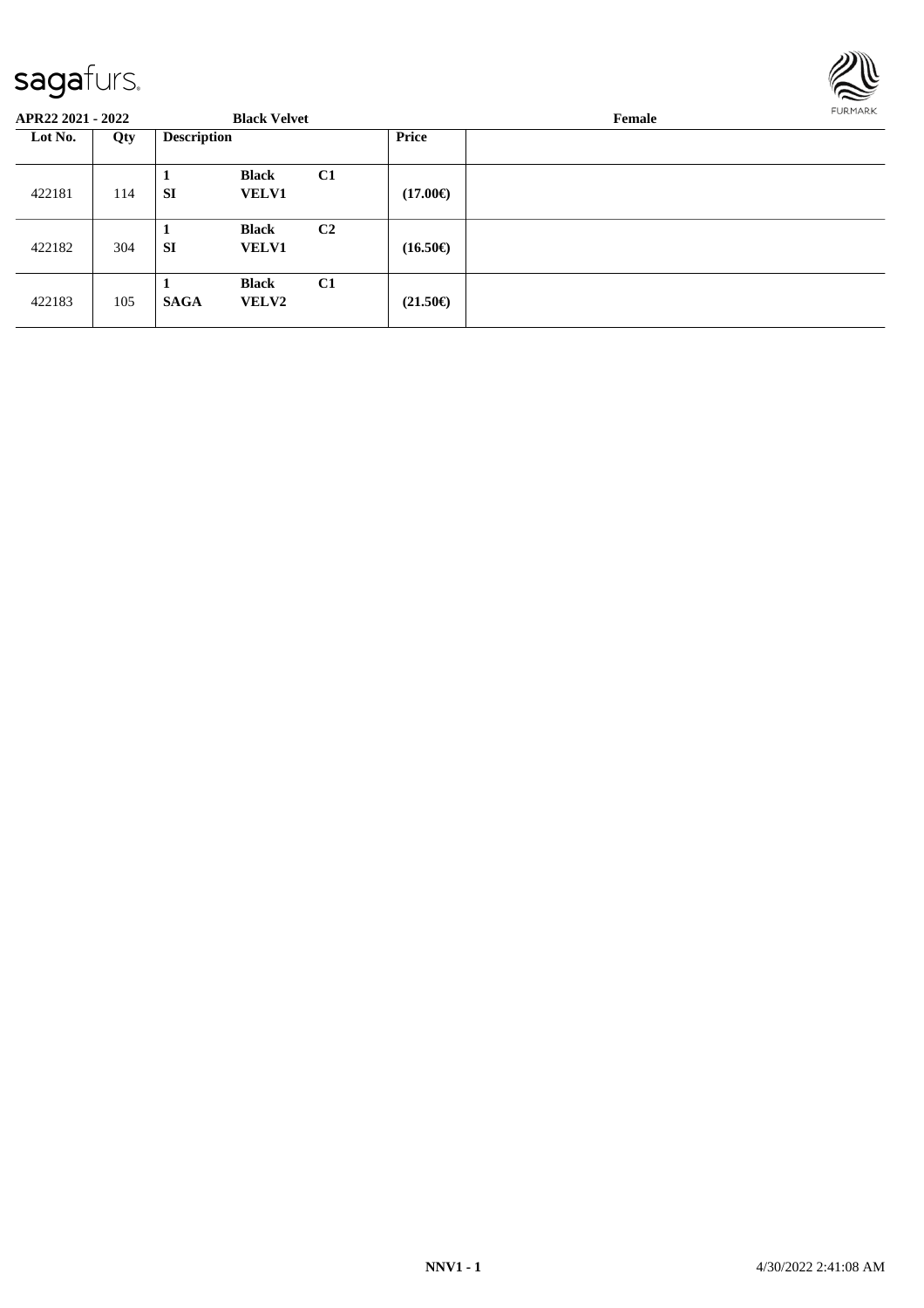**APR22 2021 - 2022** **Black Velvet** **Female**

| Lot No. | Qty | Description | | | Price | |
|---|---|---|---|---|---|---|
| 422181 | 114 | **1** **SI** | **Black** **VELV1** | **C1** | **(17.00€)** | |
| 422182 | 304 | **1** **SI** | **Black** **VELV1** | **C2** | **(16.50€)** | |
| 422183 | 105 | **1** **SAGA** | **Black** **VELV2** | **C1** | **(21.50€)** | |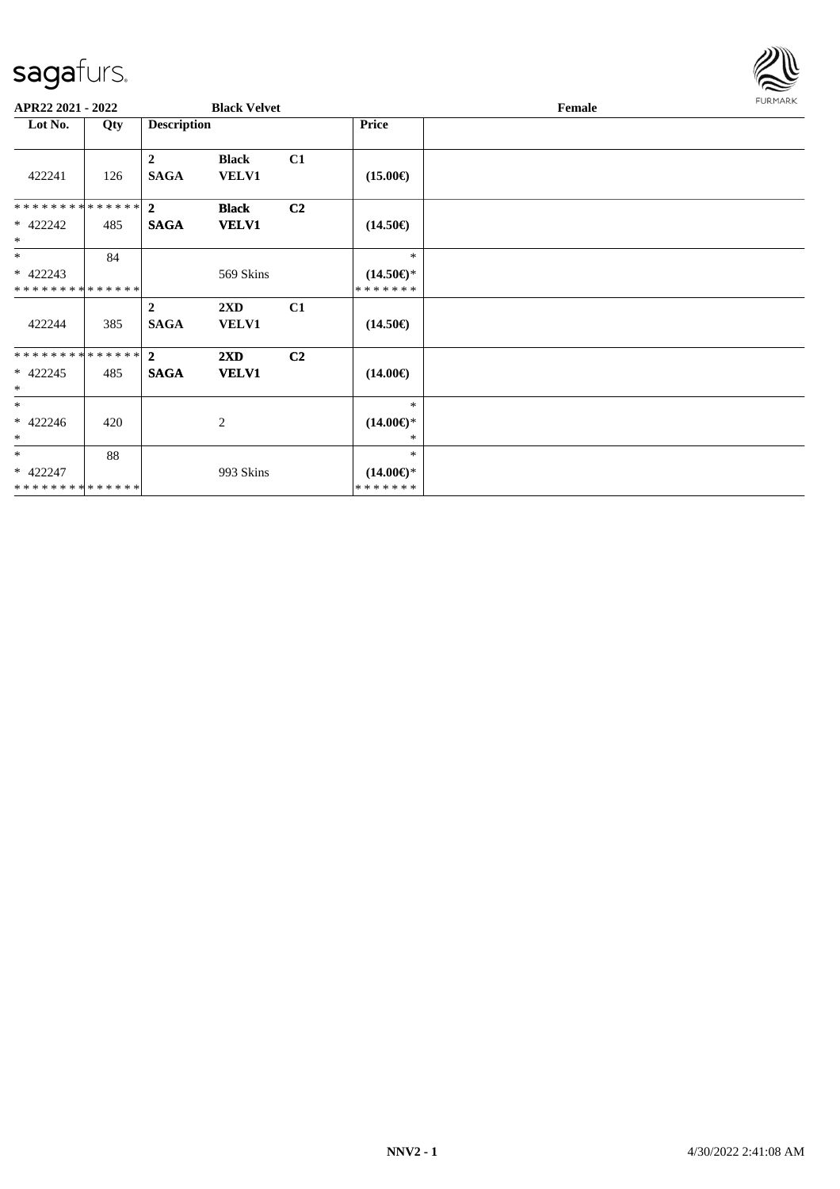APR22 2021 - 2022 **Black Velvet** **Female**

| Lot No. | Qty | Description | | | Price | |
|---|---|---|---|---|---|---|
| 422241 | 126 | **2** **SAGA** | **Black** **VELV1** | **C1** | **(15.00€)** | |
| * * * * * * * * * * * * * * <br> * 422242 <br> * | 485 | **2** **SAGA** | **Black** **VELV1** | **C2** | **(14.50€)** | |
| * <br> * 422243 <br> * * * * * * * * * * * * * * | 84 | | 569 Skins | | * <br> **(14.50€)*** <br> * * * * * * * | |
| 422244 | 385 | **2** **SAGA** | **2XD** **VELV1** | **C1** | **(14.50€)** | |
| * * * * * * * * * * * * * * <br> * 422245 <br> * | 485 | **2** **SAGA** | **2XD** **VELV1** | **C2** | **(14.00€)** | |
| * <br> * 422246 <br> * | 420 | | 2 | | * <br> **(14.00€)*** <br> * | |
| * <br> * 422247 <br> * * * * * * * * * * * * * * | 88 | | 993 Skins | | * <br> **(14.00€)*** <br> * * * * * * * | |